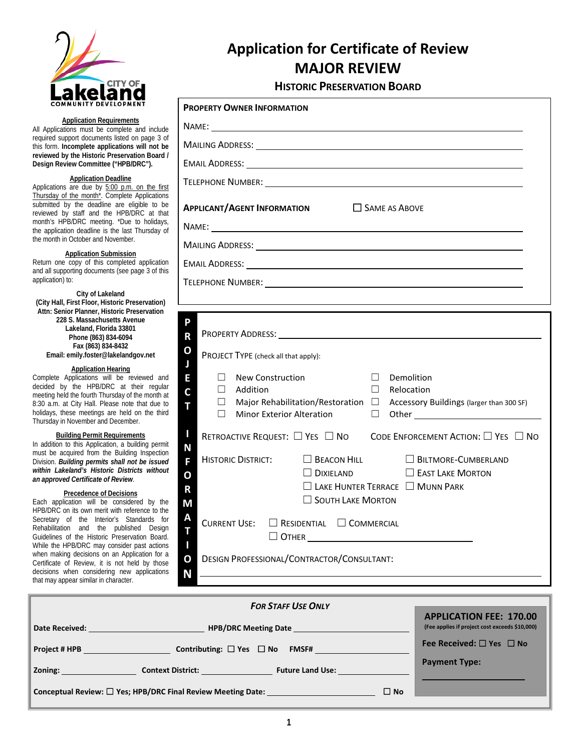# Application for Certificate of Review
# MAJOR REVIEW
## Historic Preservation Board

CITY OF Lakeland COMMUNITY DEVELOPMENT

**Application Requirements**

All Applications must be complete and include required support documents listed on page 3 of this form. **Incomplete applications will not be reviewed by the Historic Preservation Board / Design Review Committee ("HPB/DRC").**

**Application Deadline**

Applications are due by 5:00 p.m. on the first Thursday of the month*. Complete Applications submitted by the deadline are eligible to be reviewed by staff and the HPB/DRC at that month's HPB/DRC meeting. *Due to holidays, the application deadline is the last Thursday of the month in October and November.

**Application Submission**

Return one copy of this completed application and all supporting documents (see page 3 of this application) to:

**City of Lakeland**
**(City Hall, First Floor, Historic Preservation)**
**Attn: Senior Planner, Historic Preservation**
**228 S. Massachusetts Avenue**
**Lakeland, Florida 33801**
**Phone (863) 834-6094**
**Fax (863) 834-8432**
**Email: emily.foster@lakelandgov.net**

**Application Hearing**

Complete Applications will be reviewed and decided by the HPB/DRC at their regular meeting held the fourth Thursday of the month at 8:30 a.m. at City Hall. Please note that due to holidays, these meetings are held on the third Thursday in November and December.

**Building Permit Requirements**

In addition to this Application, a building permit must be acquired from the Building Inspection Division. ***Building permits shall not be issued within Lakeland's Historic Districts without an approved Certificate of Review***.

**Precedence of Decisions**

Each application will be considered by the HPB/DRC on its own merit with reference to the Secretary of the Interior's Standards for Rehabilitation and the published Design Guidelines of the Historic Preservation Board. While the HPB/DRC may consider past actions when making decisions on an Application for a Certificate of Review, it is not held by those decisions when considering new applications that may appear similar in character.

---

**PROPERTY OWNER INFORMATION**

NAME: ______________________________

MAILING ADDRESS: ______________________________

EMAIL ADDRESS: ______________________________

TELEPHONE NUMBER: ______________________________

**APPLICANT/AGENT INFORMATION** ☐ SAME AS ABOVE

NAME: ______________________________

MAILING ADDRESS: ______________________________

EMAIL ADDRESS: ______________________________

TELEPHONE NUMBER: ______________________________

---

**PROJECT INFORMATION**

PROPERTY ADDRESS: ______________________________

PROJECT TYPE (check all that apply):

| | |
|---|---|
| ☐ New Construction | ☐ Demolition |
| ☐ Addition | ☐ Relocation |
| ☐ Major Rehabilitation/Restoration | ☐ Accessory Buildings (larger than 300 SF) |
| ☐ Minor Exterior Alteration | ☐ Other ____________ |

RETROACTIVE REQUEST: ☐ YES ☐ NO   CODE ENFORCEMENT ACTION: ☐ YES ☐ NO

HISTORIC DISTRICT:

| | |
|---|---|
| ☐ BEACON HILL | ☐ BILTMORE-CUMBERLAND |
| ☐ DIXIELAND | ☐ EAST LAKE MORTON |
| ☐ LAKE HUNTER TERRACE | ☐ MUNN PARK |
| ☐ SOUTH LAKE MORTON | |

CURRENT USE: ☐ RESIDENTIAL ☐ COMMERCIAL ☐ OTHER ____________

DESIGN PROFESSIONAL/CONTRACTOR/CONSULTANT: ______________________________

---

***FOR STAFF USE ONLY***

**Date Received:** ____________ **HPB/DRC Meeting Date** ____________

**Project # HPB** ____________ **Contributing:** ☐ **Yes** ☐ **No** **FMSF#** ____________

**Zoning:** ____________ **Context District:** ____________ **Future Land Use:** ____________

**Conceptual Review:** ☐ **Yes; HPB/DRC Final Review Meeting Date:** ____________ ☐ **No**

**APPLICATION FEE: 170.00**
**(Fee applies if project cost exceeds $10,000)**

**Fee Received:** ☐ **Yes** ☐ **No**

**Payment Type:** ____________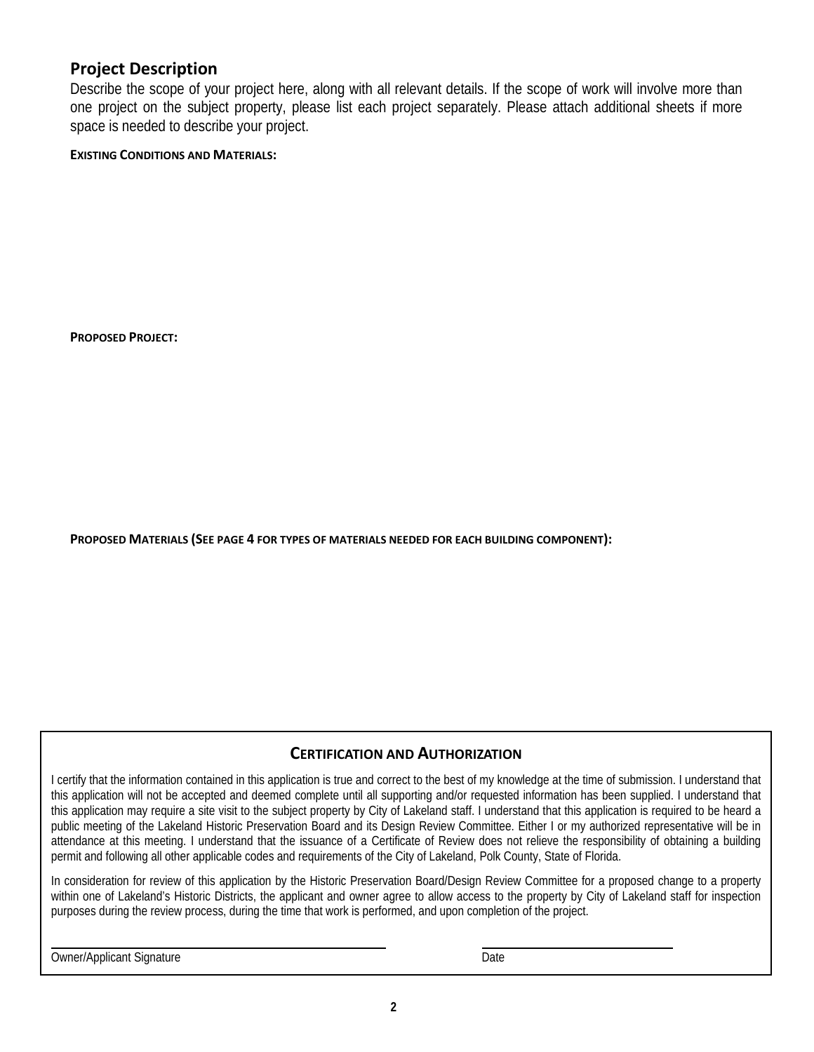## Project Description

Describe the scope of your project here, along with all relevant details. If the scope of work will involve more than one project on the subject property, please list each project separately. Please attach additional sheets if more space is needed to describe your project.

**EXISTING CONDITIONS AND MATERIALS:**

**PROPOSED PROJECT:**

**PROPOSED MATERIALS (SEE PAGE 4 FOR TYPES OF MATERIALS NEEDED FOR EACH BUILDING COMPONENT):**

### CERTIFICATION AND AUTHORIZATION

I certify that the information contained in this application is true and correct to the best of my knowledge at the time of submission. I understand that this application will not be accepted and deemed complete until all supporting and/or requested information has been supplied. I understand that this application may require a site visit to the subject property by City of Lakeland staff. I understand that this application is required to be heard a public meeting of the Lakeland Historic Preservation Board and its Design Review Committee. Either I or my authorized representative will be in attendance at this meeting. I understand that the issuance of a Certificate of Review does not relieve the responsibility of obtaining a building permit and following all other applicable codes and requirements of the City of Lakeland, Polk County, State of Florida.

In consideration for review of this application by the Historic Preservation Board/Design Review Committee for a proposed change to a property within one of Lakeland's Historic Districts, the applicant and owner agree to allow access to the property by City of Lakeland staff for inspection purposes during the review process, during the time that work is performed, and upon completion of the project.

______________________________ Owner/Applicant Signature

______________________________ Date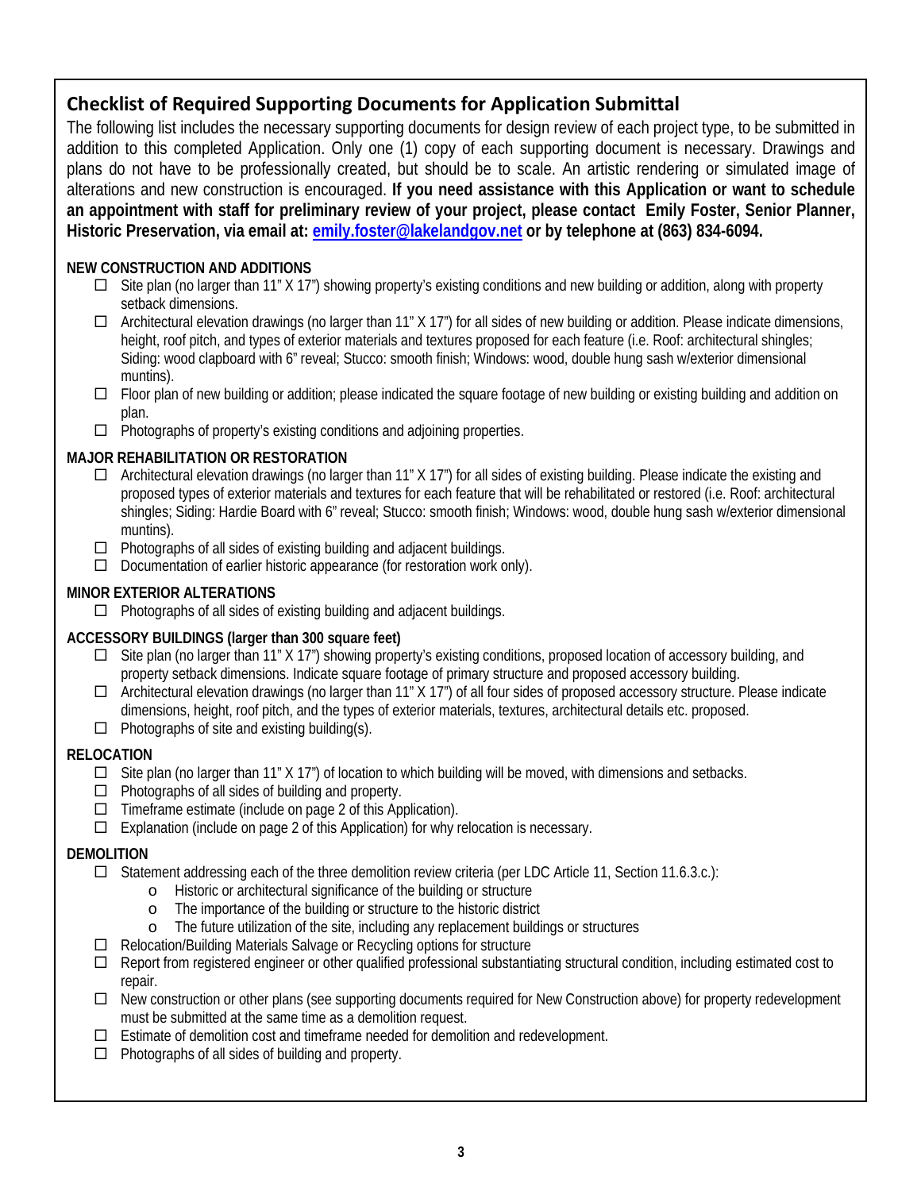## Checklist of Required Supporting Documents for Application Submittal

The following list includes the necessary supporting documents for design review of each project type, to be submitted in addition to this completed Application. Only one (1) copy of each supporting document is necessary. Drawings and plans do not have to be professionally created, but should be to scale. An artistic rendering or simulated image of alterations and new construction is encouraged. **If you need assistance with this Application or want to schedule an appointment with staff for preliminary review of your project, please contact Emily Foster, Senior Planner, Historic Preservation, via email at: [emily.foster@lakelandgov.net](mailto:emily.foster@lakelandgov.net) or by telephone at (863) 834-6094.**

### NEW CONSTRUCTION AND ADDITIONS

- ☐ Site plan (no larger than 11" X 17") showing property's existing conditions and new building or addition, along with property setback dimensions.
- ☐ Architectural elevation drawings (no larger than 11" X 17") for all sides of new building or addition. Please indicate dimensions, height, roof pitch, and types of exterior materials and textures proposed for each feature (i.e. Roof: architectural shingles; Siding: wood clapboard with 6" reveal; Stucco: smooth finish; Windows: wood, double hung sash w/exterior dimensional muntins).
- ☐ Floor plan of new building or addition; please indicated the square footage of new building or existing building and addition on plan.
- ☐ Photographs of property's existing conditions and adjoining properties.

### MAJOR REHABILITATION OR RESTORATION

- ☐ Architectural elevation drawings (no larger than 11" X 17") for all sides of existing building. Please indicate the existing and proposed types of exterior materials and textures for each feature that will be rehabilitated or restored (i.e. Roof: architectural shingles; Siding: Hardie Board with 6" reveal; Stucco: smooth finish; Windows: wood, double hung sash w/exterior dimensional muntins).
- ☐ Photographs of all sides of existing building and adjacent buildings.
- ☐ Documentation of earlier historic appearance (for restoration work only).

### MINOR EXTERIOR ALTERATIONS

- ☐ Photographs of all sides of existing building and adjacent buildings.

### ACCESSORY BUILDINGS (larger than 300 square feet)

- ☐ Site plan (no larger than 11" X 17") showing property's existing conditions, proposed location of accessory building, and property setback dimensions. Indicate square footage of primary structure and proposed accessory building.
- ☐ Architectural elevation drawings (no larger than 11" X 17") of all four sides of proposed accessory structure. Please indicate dimensions, height, roof pitch, and the types of exterior materials, textures, architectural details etc. proposed.
- ☐ Photographs of site and existing building(s).

### RELOCATION

- ☐ Site plan (no larger than 11" X 17") of location to which building will be moved, with dimensions and setbacks.
- ☐ Photographs of all sides of building and property.
- ☐ Timeframe estimate (include on page 2 of this Application).
- ☐ Explanation (include on page 2 of this Application) for why relocation is necessary.

### DEMOLITION

- ☐ Statement addressing each of the three demolition review criteria (per LDC Article 11, Section 11.6.3.c.):
  - o Historic or architectural significance of the building or structure
  - o The importance of the building or structure to the historic district
  - o The future utilization of the site, including any replacement buildings or structures
- ☐ Relocation/Building Materials Salvage or Recycling options for structure
- ☐ Report from registered engineer or other qualified professional substantiating structural condition, including estimated cost to repair.
- ☐ New construction or other plans (see supporting documents required for New Construction above) for property redevelopment must be submitted at the same time as a demolition request.
- ☐ Estimate of demolition cost and timeframe needed for demolition and redevelopment.
- ☐ Photographs of all sides of building and property.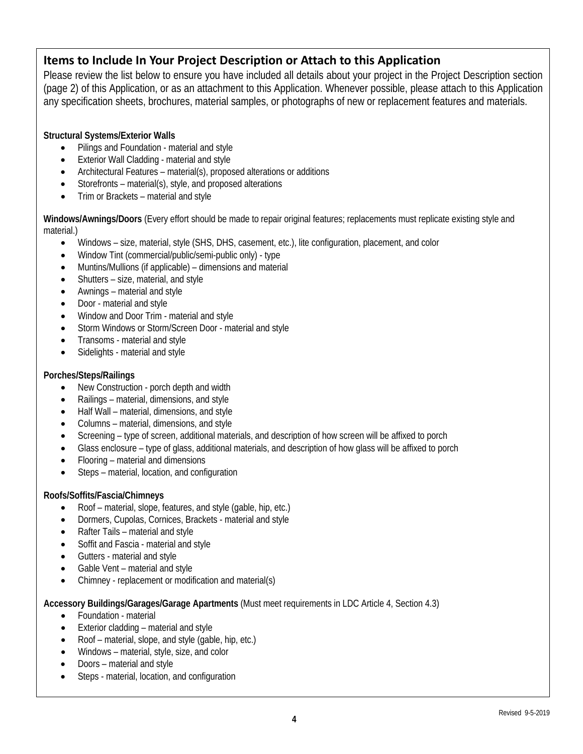## Items to Include In Your Project Description or Attach to this Application

Please review the list below to ensure you have included all details about your project in the Project Description section (page 2) of this Application, or as an attachment to this Application. Whenever possible, please attach to this Application any specification sheets, brochures, material samples, or photographs of new or replacement features and materials.

**Structural Systems/Exterior Walls**

- Pilings and Foundation - material and style
- Exterior Wall Cladding - material and style
- Architectural Features – material(s), proposed alterations or additions
- Storefronts – material(s), style, and proposed alterations
- Trim or Brackets – material and style

**Windows/Awnings/Doors** (Every effort should be made to repair original features; replacements must replicate existing style and material.)

- Windows – size, material, style (SHS, DHS, casement, etc.), lite configuration, placement, and color
- Window Tint (commercial/public/semi-public only) - type
- Muntins/Mullions (if applicable) – dimensions and material
- Shutters – size, material, and style
- Awnings – material and style
- Door - material and style
- Window and Door Trim - material and style
- Storm Windows or Storm/Screen Door - material and style
- Transoms - material and style
- Sidelights - material and style

**Porches/Steps/Railings**

- New Construction - porch depth and width
- Railings – material, dimensions, and style
- Half Wall – material, dimensions, and style
- Columns – material, dimensions, and style
- Screening – type of screen, additional materials, and description of how screen will be affixed to porch
- Glass enclosure – type of glass, additional materials, and description of how glass will be affixed to porch
- Flooring – material and dimensions
- Steps – material, location, and configuration

**Roofs/Soffits/Fascia/Chimneys**

- Roof – material, slope, features, and style (gable, hip, etc.)
- Dormers, Cupolas, Cornices, Brackets - material and style
- Rafter Tails – material and style
- Soffit and Fascia - material and style
- Gutters - material and style
- Gable Vent – material and style
- Chimney - replacement or modification and material(s)

**Accessory Buildings/Garages/Garage Apartments** (Must meet requirements in LDC Article 4, Section 4.3)

- Foundation - material
- Exterior cladding – material and style
- Roof – material, slope, and style (gable, hip, etc.)
- Windows – material, style, size, and color
- Doors – material and style
- Steps - material, location, and configuration

Revised 9-5-2019